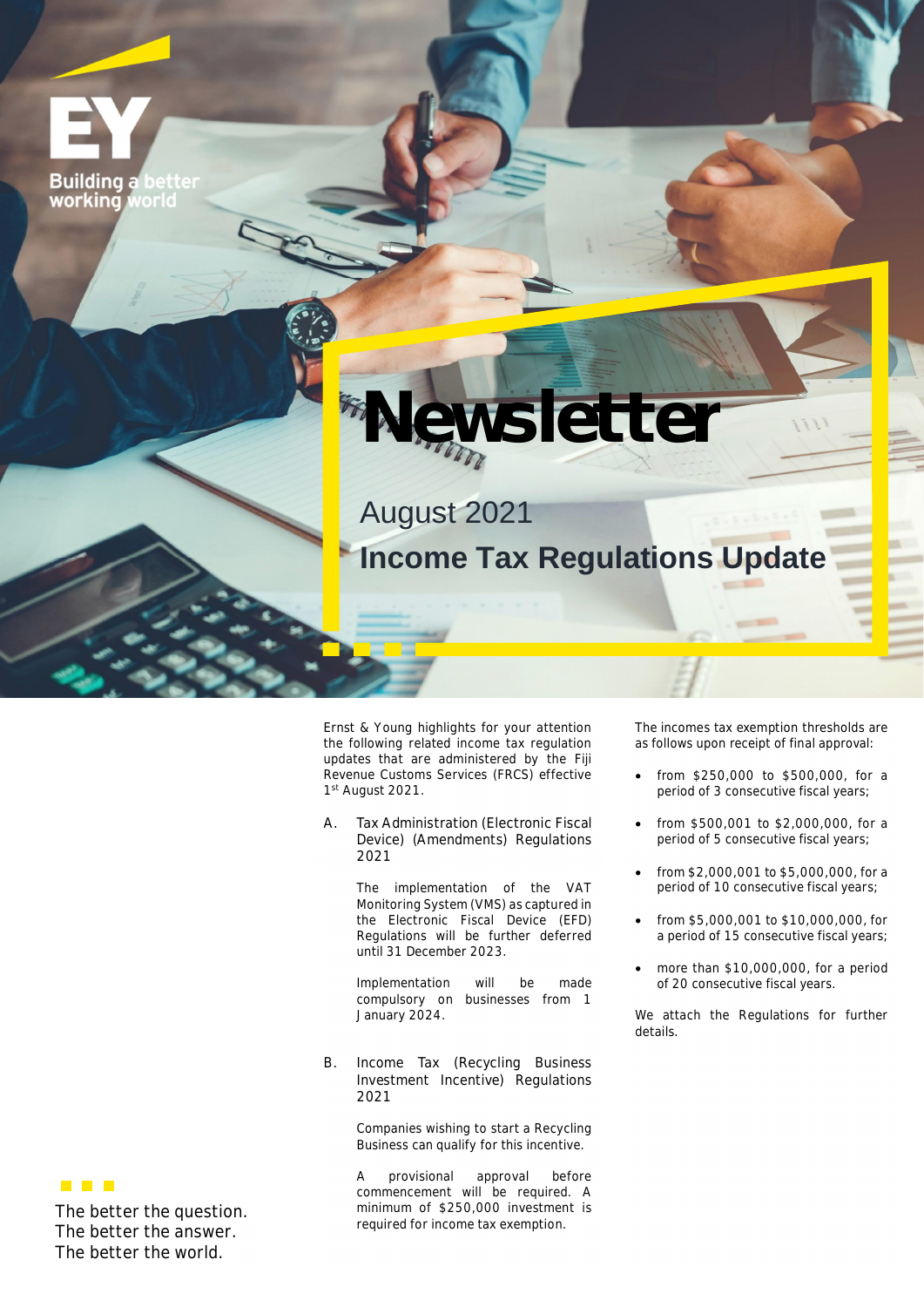Building a better working world

# Newsletter

August 2021

## Income Tax Regulations Update

Ernst & Young highlights for your attention the following related income tax regulation updates that are administered by the Fiji Revenue Customs Services (FRCS) effective 1st August 2021.

A. Tax Administration (Electronic Fiscal Device) (Amendments) Regulations 2021

The implementation of the VAT Monitoring System (VMS) as captured in the Electronic Fiscal Device (EFD) Regulations will be further deferred until 31 December 2023.

Implementation will be made compulsory on businesses from 1 January 2024.

B. Income Tax (Recycling Business Investment Incentive) Regulations 2021

Companies wishing to start a Recycling Business can qualify for this incentive.

A provisional approval before commencement will be required. A minimum of $250,000 investment is required for income tax exemption.

The incomes tax exemption thresholds are as follows upon receipt of final approval:

- from $250,000 to $500,000, for a period of 3 consecutive fiscal years;
- from $500,001 to $2,000,000, for a period of 5 consecutive fiscal years;
- from $2,000,001 to $5,000,000, for a period of 10 consecutive fiscal years;
- from $5,000,001 to $10,000,000, for a period of 15 consecutive fiscal years;
- more than $10,000,000, for a period of 20 consecutive fiscal years.

We attach the Regulations for further details.

The better the question.
The better the answer.
The better the world.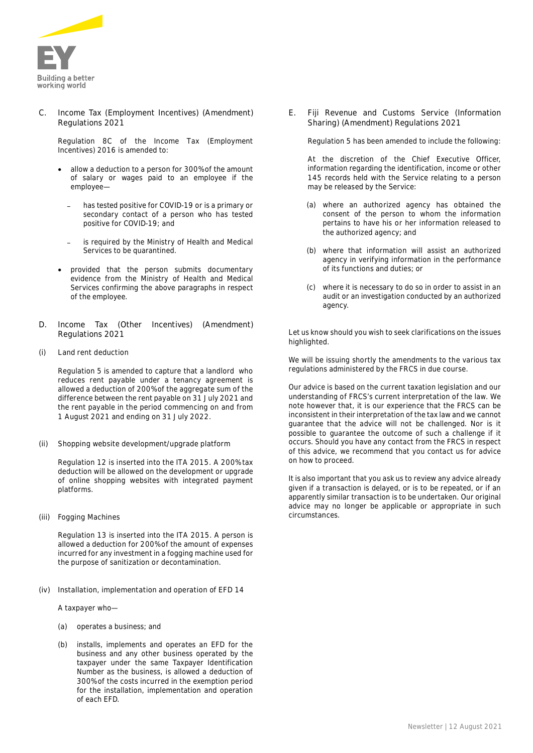## C. Income Tax (Employment Incentives) (Amendment) Regulations 2021

Regulation 8C of the Income Tax (Employment Incentives) 2016 is amended to:

- allow a deduction to a person for 300% of the amount of salary or wages paid to an employee if the employee—
  - has tested positive for COVID-19 or is a primary or secondary contact of a person who has tested positive for COVID-19; and
  - is required by the Ministry of Health and Medical Services to be quarantined.
- provided that the person submits documentary evidence from the Ministry of Health and Medical Services confirming the above paragraphs in respect of the employee.

## D. Income Tax (Other Incentives) (Amendment) Regulations 2021

### (i) Land rent deduction

Regulation 5 is amended to capture that a landlord who reduces rent payable under a tenancy agreement is allowed a deduction of 200% of the aggregate sum of the difference between the rent payable on 31 July 2021 and the rent payable in the period commencing on and from 1 August 2021 and ending on 31 July 2022.

### (ii) Shopping website development/upgrade platform

Regulation 12 is inserted into the ITA 2015. A 200% tax deduction will be allowed on the development or upgrade of online shopping websites with integrated payment platforms.

### (iii) Fogging Machines

Regulation 13 is inserted into the ITA 2015. A person is allowed a deduction for 200% of the amount of expenses incurred for any investment in a fogging machine used for the purpose of sanitization or decontamination.

### (iv) Installation, implementation and operation of EFD 14

A taxpayer who—

(a) operates a business; and

(b) installs, implements and operates an EFD for the business and any other business operated by the taxpayer under the same Taxpayer Identification Number as the business, is allowed a deduction of 300% of the costs incurred in the exemption period for the installation, implementation and operation of each EFD.

## E. Fiji Revenue and Customs Service (Information Sharing) (Amendment) Regulations 2021

Regulation 5 has been amended to include the following:

At the discretion of the Chief Executive Officer, information regarding the identification, income or other 145 records held with the Service relating to a person may be released by the Service:

(a) where an authorized agency has obtained the consent of the person to whom the information pertains to have his or her information released to the authorized agency; and

(b) where that information will assist an authorized agency in verifying information in the performance of its functions and duties; or

(c) where it is necessary to do so in order to assist in an audit or an investigation conducted by an authorized agency.

Let us know should you wish to seek clarifications on the issues highlighted.

We will be issuing shortly the amendments to the various tax regulations administered by the FRCS in due course.

Our advice is based on the current taxation legislation and our understanding of FRCS's current interpretation of the law. We note however that, it is our experience that the FRCS can be inconsistent in their interpretation of the tax law and we cannot guarantee that the advice will not be challenged. Nor is it possible to guarantee the outcome of such a challenge if it occurs. Should you have any contact from the FRCS in respect of this advice, we recommend that you contact us for advice on how to proceed.

It is also important that you ask us to review any advice already given if a transaction is delayed, or is to be repeated, or if an apparently similar transaction is to be undertaken. Our original advice may no longer be applicable or appropriate in such circumstances.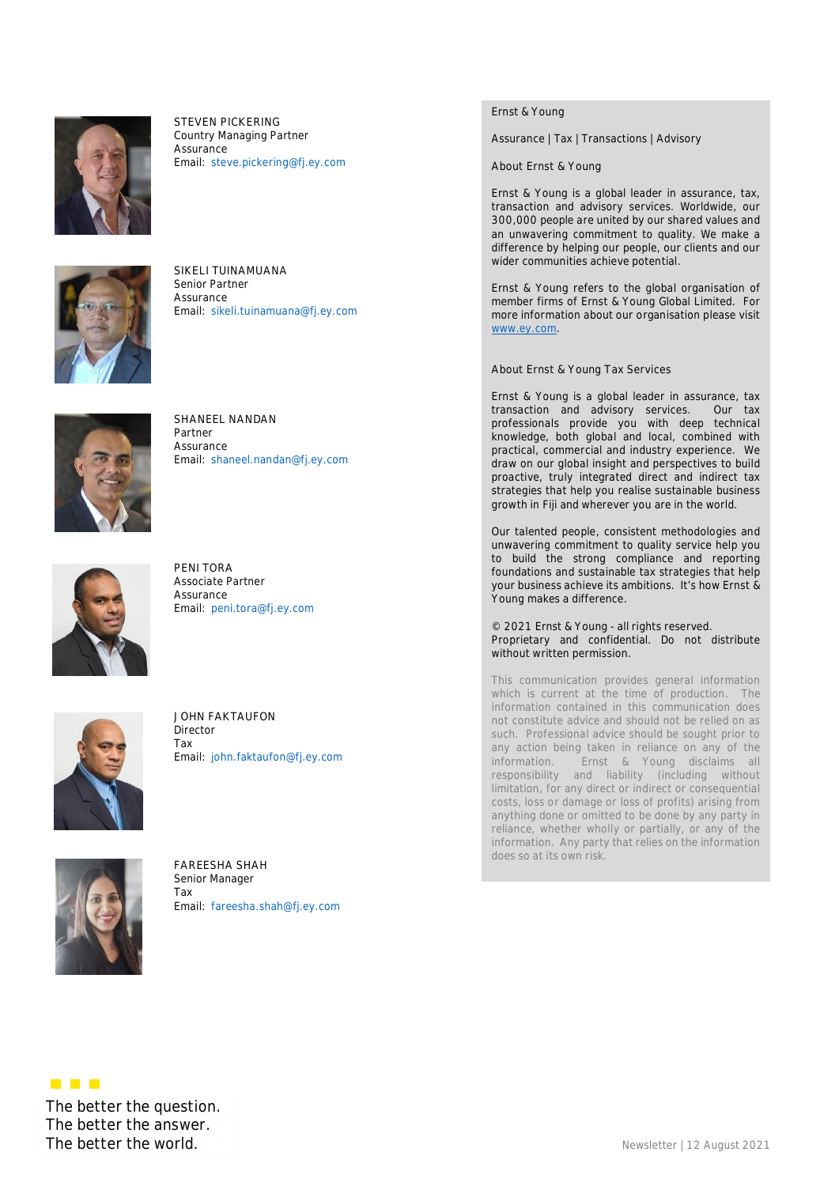STEVEN PICKERING
Country Managing Partner
Assurance
Email: steve.pickering@fj.ey.com

SIKELI TUINAMUANA
Senior Partner
Assurance
Email: sikeli.tuinamuana@fj.ey.com

SHANEEL NANDAN
Partner
Assurance
Email: shaneel.nandan@fj.ey.com

PENI TORA
Associate Partner
Assurance
Email: peni.tora@fj.ey.com

JOHN FAKTAUFON
Director
Tax
Email: john.faktaufon@fj.ey.com

FAREESHA SHAH
Senior Manager
Tax
Email: fareesha.shah@fj.ey.com

Ernst & Young

Assurance | Tax | Transactions | Advisory

About Ernst & Young

Ernst & Young is a global leader in assurance, tax, transaction and advisory services. Worldwide, our 300,000 people are united by our shared values and an unwavering commitment to quality. We make a difference by helping our people, our clients and our wider communities achieve potential.

Ernst & Young refers to the global organisation of member firms of Ernst & Young Global Limited. For more information about our organisation please visit www.ey.com.

About Ernst & Young Tax Services

Ernst & Young is a global leader in assurance, tax transaction and advisory services. Our tax professionals provide you with deep technical knowledge, both global and local, combined with practical, commercial and industry experience. We draw on our global insight and perspectives to build proactive, truly integrated direct and indirect tax strategies that help you realise sustainable business growth in Fiji and wherever you are in the world.

Our talented people, consistent methodologies and unwavering commitment to quality service help you to build the strong compliance and reporting foundations and sustainable tax strategies that help your business achieve its ambitions. It's how Ernst & Young makes a difference.

© 2021 Ernst & Young - all rights reserved.
Proprietary and confidential. Do not distribute without written permission.

This communication provides general information which is current at the time of production. The information contained in this communication does not constitute advice and should not be relied on as such. Professional advice should be sought prior to any action being taken in reliance on any of the information. Ernst & Young disclaims all responsibility and liability (including without limitation, for any direct or indirect or consequential costs, loss or damage or loss of profits) arising from anything done or omitted to be done by any party in reliance, whether wholly or partially, or any of the information. Any party that relies on the information does so at its own risk.

The better the question.
The better the answer.
The better the world.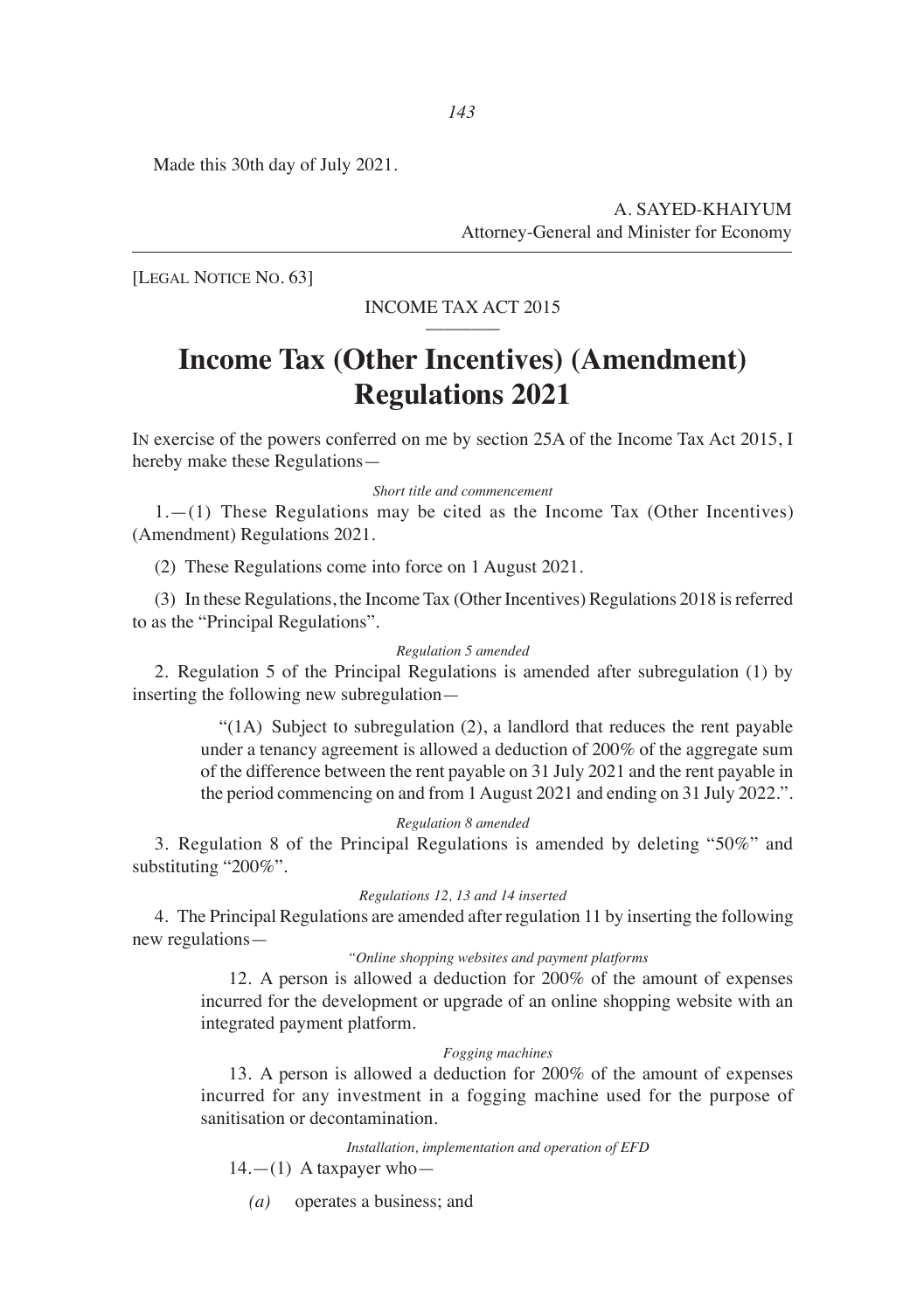Made this 30th day of July 2021.

A. SAYED-KHAIYUM
Attorney-General and Minister for Economy

---

[LEGAL NOTICE NO. 63]

INCOME TAX ACT 2015

# Income Tax (Other Incentives) (Amendment) Regulations 2021

IN exercise of the powers conferred on me by section 25A of the Income Tax Act 2015, I hereby make these Regulations—

*Short title and commencement*

1.—(1) These Regulations may be cited as the Income Tax (Other Incentives) (Amendment) Regulations 2021.

(2) These Regulations come into force on 1 August 2021.

(3) In these Regulations, the Income Tax (Other Incentives) Regulations 2018 is referred to as the "Principal Regulations".

*Regulation 5 amended*

2. Regulation 5 of the Principal Regulations is amended after subregulation (1) by inserting the following new subregulation—

> "(1A) Subject to subregulation (2), a landlord that reduces the rent payable under a tenancy agreement is allowed a deduction of 200% of the aggregate sum of the difference between the rent payable on 31 July 2021 and the rent payable in the period commencing on and from 1 August 2021 and ending on 31 July 2022.".

*Regulation 8 amended*

3. Regulation 8 of the Principal Regulations is amended by deleting "50%" and substituting "200%".

*Regulations 12, 13 and 14 inserted*

4. The Principal Regulations are amended after regulation 11 by inserting the following new regulations—

> *"Online shopping websites and payment platforms*
>
> 12. A person is allowed a deduction for 200% of the amount of expenses incurred for the development or upgrade of an online shopping website with an integrated payment platform.
>
> *Fogging machines*
>
> 13. A person is allowed a deduction for 200% of the amount of expenses incurred for any investment in a fogging machine used for the purpose of sanitisation or decontamination.
>
> *Installation, implementation and operation of EFD*
>
> 14.—(1) A taxpayer who—
>
> *(a)* operates a business; and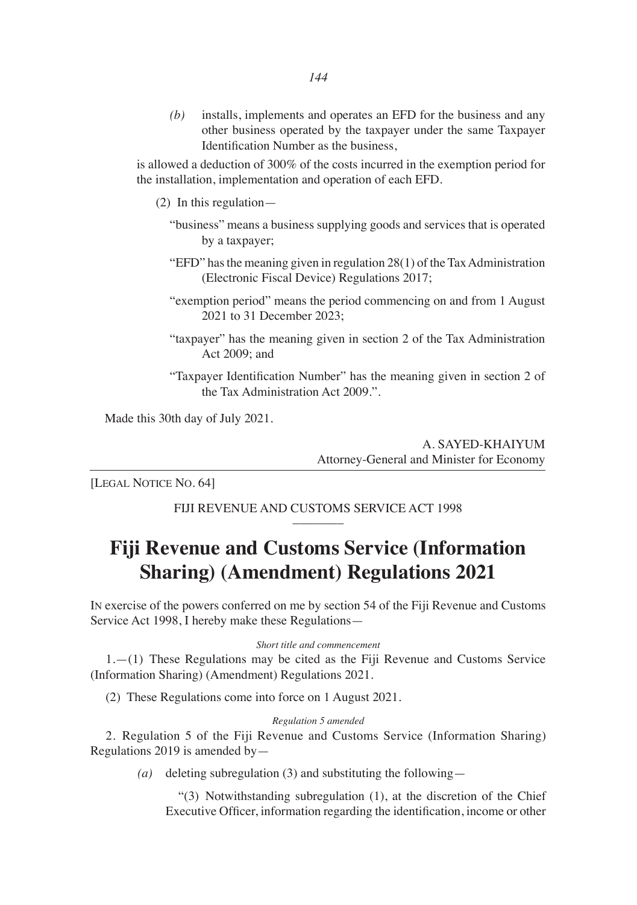*(b)* installs, implements and operates an EFD for the business and any other business operated by the taxpayer under the same Taxpayer Identification Number as the business,

is allowed a deduction of 300% of the costs incurred in the exemption period for the installation, implementation and operation of each EFD.

(2) In this regulation—

"business" means a business supplying goods and services that is operated by a taxpayer;

"EFD" has the meaning given in regulation 28(1) of the Tax Administration (Electronic Fiscal Device) Regulations 2017;

"exemption period" means the period commencing on and from 1 August 2021 to 31 December 2023;

"taxpayer" has the meaning given in section 2 of the Tax Administration Act 2009; and

"Taxpayer Identification Number" has the meaning given in section 2 of the Tax Administration Act 2009.".

Made this 30th day of July 2021.

A. SAYED-KHAIYUM
Attorney-General and Minister for Economy

---

[LEGAL NOTICE NO. 64]

FIJI REVENUE AND CUSTOMS SERVICE ACT 1998

# Fiji Revenue and Customs Service (Information Sharing) (Amendment) Regulations 2021

IN exercise of the powers conferred on me by section 54 of the Fiji Revenue and Customs Service Act 1998, I hereby make these Regulations—

*Short title and commencement*

1.—(1) These Regulations may be cited as the Fiji Revenue and Customs Service (Information Sharing) (Amendment) Regulations 2021.

(2) These Regulations come into force on 1 August 2021.

*Regulation 5 amended*

2. Regulation 5 of the Fiji Revenue and Customs Service (Information Sharing) Regulations 2019 is amended by—

*(a)* deleting subregulation (3) and substituting the following—

"(3) Notwithstanding subregulation (1), at the discretion of the Chief Executive Officer, information regarding the identification, income or other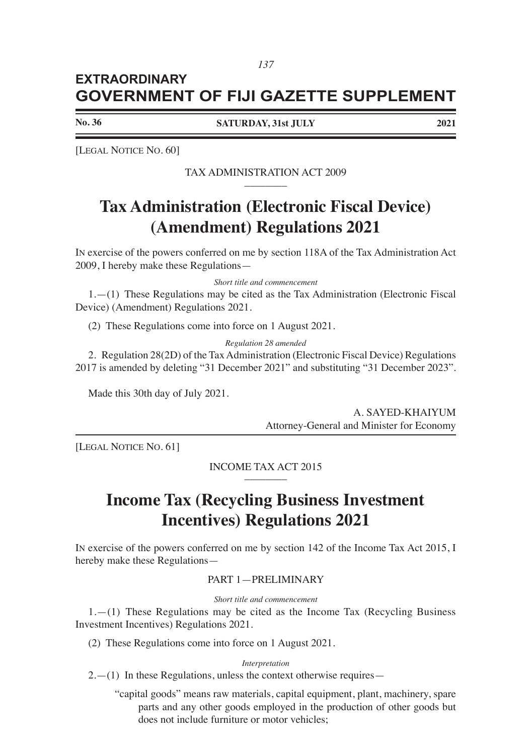# EXTRAORDINARY
# GOVERNMENT OF FIJI GAZETTE SUPPLEMENT

**No. 36** **SATURDAY, 31st JULY** **2021**

[LEGAL NOTICE NO. 60]

TAX ADMINISTRATION ACT 2009

## Tax Administration (Electronic Fiscal Device) (Amendment) Regulations 2021

IN exercise of the powers conferred on me by section 118A of the Tax Administration Act 2009, I hereby make these Regulations—

*Short title and commencement*

1.—(1) These Regulations may be cited as the Tax Administration (Electronic Fiscal Device) (Amendment) Regulations 2021.

(2) These Regulations come into force on 1 August 2021.

*Regulation 28 amended*

2. Regulation 28(2D) of the Tax Administration (Electronic Fiscal Device) Regulations 2017 is amended by deleting "31 December 2021" and substituting "31 December 2023".

Made this 30th day of July 2021.

A. SAYED-KHAIYUM
Attorney-General and Minister for Economy

[LEGAL NOTICE NO. 61]

INCOME TAX ACT 2015

## Income Tax (Recycling Business Investment Incentives) Regulations 2021

IN exercise of the powers conferred on me by section 142 of the Income Tax Act 2015, I hereby make these Regulations—

PART 1—PRELIMINARY

*Short title and commencement*

1.—(1) These Regulations may be cited as the Income Tax (Recycling Business Investment Incentives) Regulations 2021.

(2) These Regulations come into force on 1 August 2021.

*Interpretation*

2.—(1) In these Regulations, unless the context otherwise requires—

"capital goods" means raw materials, capital equipment, plant, machinery, spare parts and any other goods employed in the production of other goods but does not include furniture or motor vehicles;